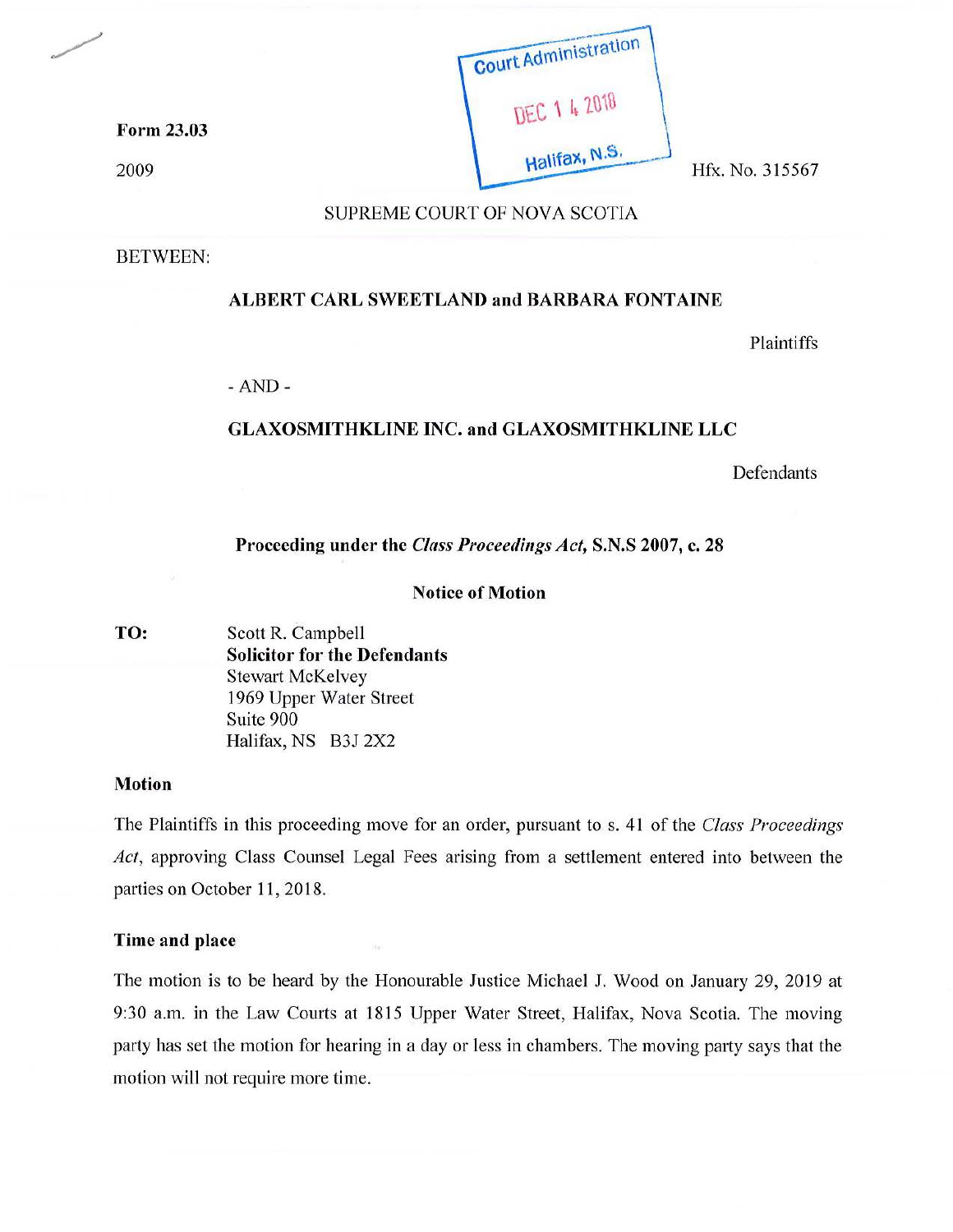Form 23.03

2009

Court Administration

DEC 14 2018

Halifax, N.S.

Hfx. No. 315567

SUPREME COURT OF NOVA SCOTIA

BETWEEN:

**ALBERT CARL SWEETLAND and BARBARA FONTAINE**

Plaintiffs

- AND -

**GLAXOSMITHKLINE INC. and GLAXOSMITHKLINE LLC**

Defendants

**Proceeding under the *Class Proceedings Act*, S.N.S 2007, c. 28**

**Notice of Motion**

**TO:** Scott R. Campbell
**Solicitor for the Defendants**
Stewart McKelvey
1969 Upper Water Street
Suite 900
Halifax, NS B3J 2X2

**Motion**

The Plaintiffs in this proceeding move for an order, pursuant to s. 41 of the *Class Proceedings Act*, approving Class Counsel Legal Fees arising from a settlement entered into between the parties on October 11, 2018.

**Time and place**

The motion is to be heard by the Honourable Justice Michael J. Wood on January 29, 2019 at 9:30 a.m. in the Law Courts at 1815 Upper Water Street, Halifax, Nova Scotia. The moving party has set the motion for hearing in a day or less in chambers. The moving party says that the motion will not require more time.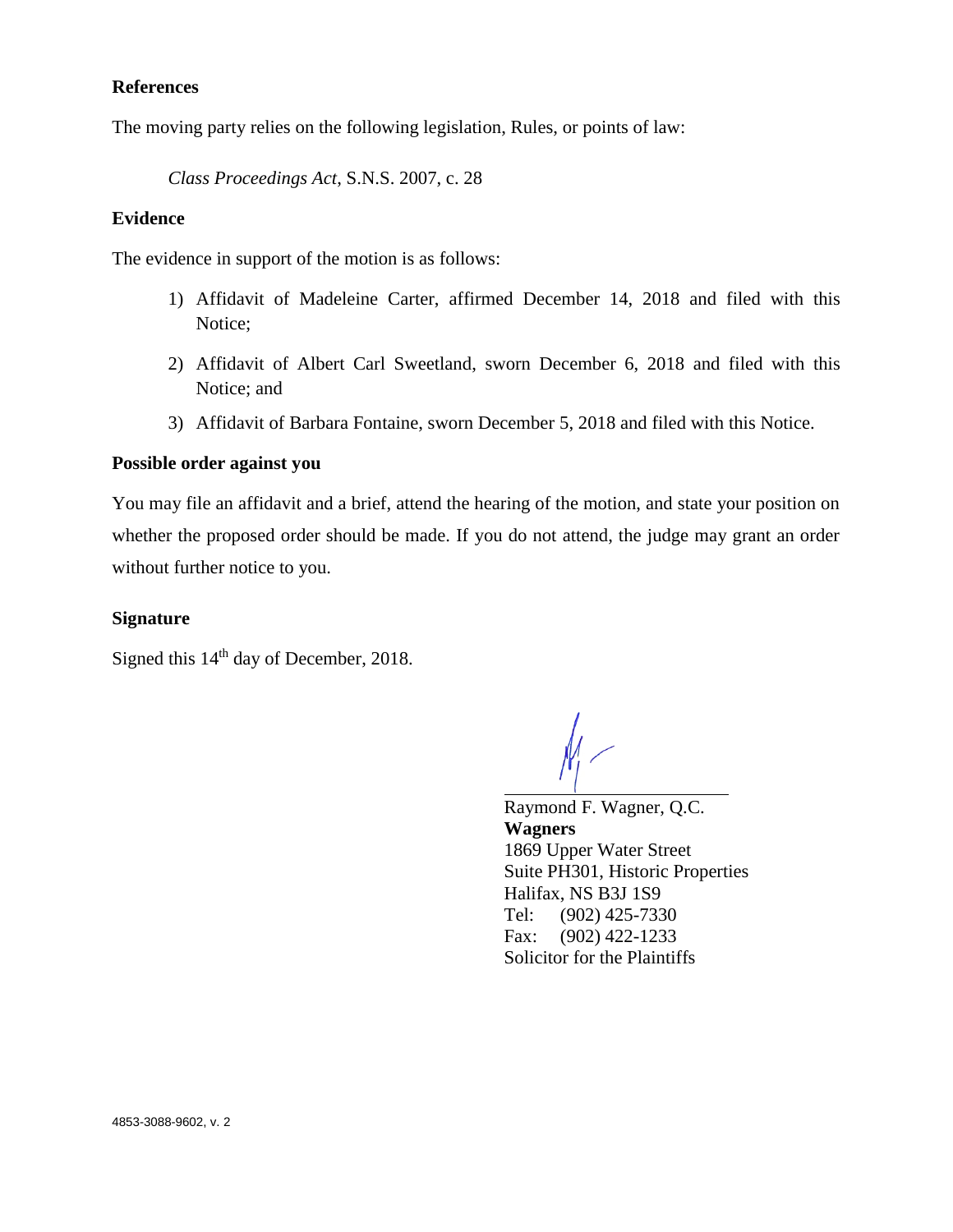**References**

The moving party relies on the following legislation, Rules, or points of law:

*Class Proceedings Act*, S.N.S. 2007, c. 28

**Evidence**

The evidence in support of the motion is as follows:

1) Affidavit of Madeleine Carter, affirmed December 14, 2018 and filed with this Notice;
2) Affidavit of Albert Carl Sweetland, sworn December 6, 2018 and filed with this Notice; and
3) Affidavit of Barbara Fontaine, sworn December 5, 2018 and filed with this Notice.

**Possible order against you**

You may file an affidavit and a brief, attend the hearing of the motion, and state your position on whether the proposed order should be made. If you do not attend, the judge may grant an order without further notice to you.

**Signature**

Signed this 14th day of December, 2018.

Raymond F. Wagner, Q.C.
**Wagners**
1869 Upper Water Street
Suite PH301, Historic Properties
Halifax, NS B3J 1S9
Tel: (902) 425-7330
Fax: (902) 422-1233
Solicitor for the Plaintiffs

4853-3088-9602, v. 2